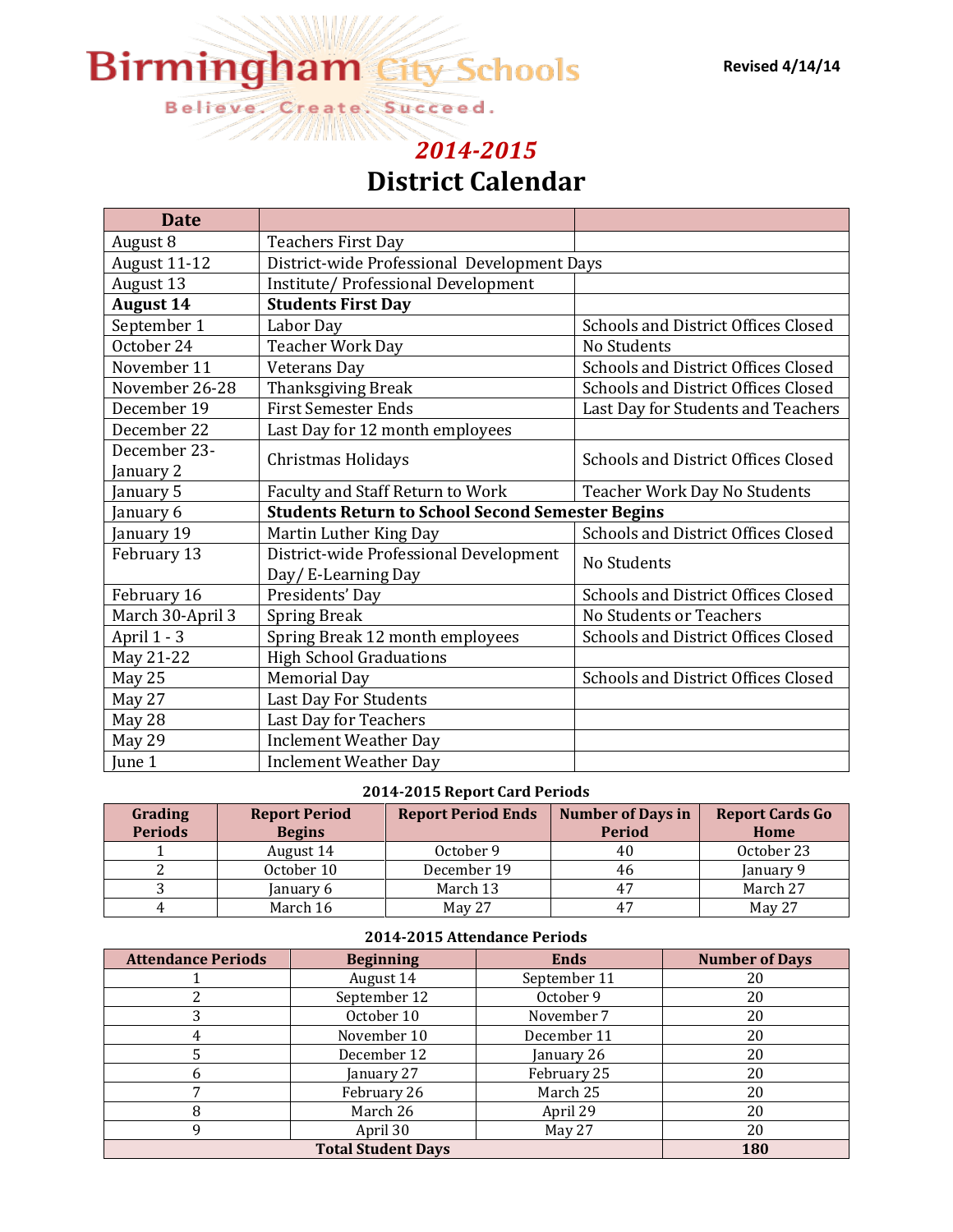# Birmingham City Schools

Believe. Create. Succeed.

**Revised 4/14/14**

## *2014-2015*

## District Calendar

| Date | | |
|---|---|---|
| August 8 | Teachers First Day | |
| August 11-12 | District-wide Professional Development Days | |
| August 13 | Institute/ Professional Development | |
| **August 14** | **Students First Day** | |
| September 1 | Labor Day | Schools and District Offices Closed |
| October 24 | Teacher Work Day | No Students |
| November 11 | Veterans Day | Schools and District Offices Closed |
| November 26-28 | Thanksgiving Break | Schools and District Offices Closed |
| December 19 | First Semester Ends | Last Day for Students and Teachers |
| December 22 | Last Day for 12 month employees | |
| December 23-January 2 | Christmas Holidays | Schools and District Offices Closed |
| January 5 | Faculty and Staff Return to Work | Teacher Work Day No Students |
| January 6 | **Students Return to School Second Semester Begins** | |
| January 19 | Martin Luther King Day | Schools and District Offices Closed |
| February 13 | District-wide Professional Development Day/ E-Learning Day | No Students |
| February 16 | Presidents' Day | Schools and District Offices Closed |
| March 30-April 3 | Spring Break | No Students or Teachers |
| April 1 - 3 | Spring Break 12 month employees | Schools and District Offices Closed |
| May 21-22 | High School Graduations | |
| May 25 | Memorial Day | Schools and District Offices Closed |
| May 27 | Last Day For Students | |
| May 28 | Last Day for Teachers | |
| May 29 | Inclement Weather Day | |
| June 1 | Inclement Weather Day | |

### 2014-2015 Report Card Periods

| Grading Periods | Report Period Begins | Report Period Ends | Number of Days in Period | Report Cards Go Home |
|---|---|---|---|---|
| 1 | August 14 | October 9 | 40 | October 23 |
| 2 | October 10 | December 19 | 46 | January 9 |
| 3 | January 6 | March 13 | 47 | March 27 |
| 4 | March 16 | May 27 | 47 | May 27 |

### 2014-2015 Attendance Periods

| Attendance Periods | Beginning | Ends | Number of Days |
|---|---|---|---|
| 1 | August 14 | September 11 | 20 |
| 2 | September 12 | October 9 | 20 |
| 3 | October 10 | November 7 | 20 |
| 4 | November 10 | December 11 | 20 |
| 5 | December 12 | January 26 | 20 |
| 6 | January 27 | February 25 | 20 |
| 7 | February 26 | March 25 | 20 |
| 8 | March 26 | April 29 | 20 |
| 9 | April 30 | May 27 | 20 |
| **Total Student Days** | | | **180** |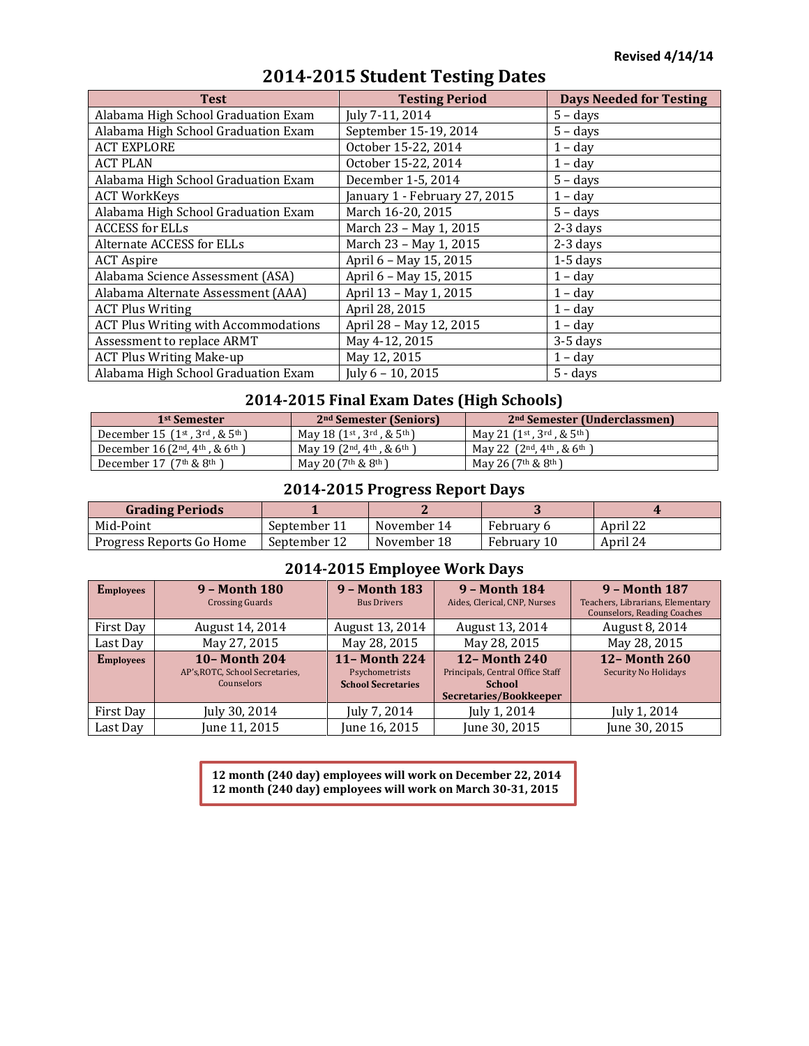**Revised 4/14/14**

# 2014-2015 Student Testing Dates

| Test | Testing Period | Days Needed for Testing |
|---|---|---|
| Alabama High School Graduation Exam | July 7-11, 2014 | 5 – days |
| Alabama High School Graduation Exam | September 15-19, 2014 | 5 – days |
| ACT EXPLORE | October 15-22, 2014 | 1 – day |
| ACT PLAN | October 15-22, 2014 | 1 – day |
| Alabama High School Graduation Exam | December 1-5, 2014 | 5 – days |
| ACT WorkKeys | January 1 - February 27, 2015 | 1 – day |
| Alabama High School Graduation Exam | March 16-20, 2015 | 5 – days |
| ACCESS for ELLs | March 23 – May 1, 2015 | 2-3 days |
| Alternate ACCESS for ELLs | March 23 – May 1, 2015 | 2-3 days |
| ACT Aspire | April 6 – May 15, 2015 | 1-5 days |
| Alabama Science Assessment (ASA) | April 6 – May 15, 2015 | 1 – day |
| Alabama Alternate Assessment (AAA) | April 13 – May 1, 2015 | 1 – day |
| ACT Plus Writing | April 28, 2015 | 1 – day |
| ACT Plus Writing with Accommodations | April 28 – May 12, 2015 | 1 – day |
| Assessment to replace ARMT | May 4-12, 2015 | 3-5 days |
| ACT Plus Writing Make-up | May 12, 2015 | 1 – day |
| Alabama High School Graduation Exam | July 6 – 10, 2015 | 5 - days |

## 2014-2015 Final Exam Dates (High Schools)

| 1st Semester | 2nd Semester (Seniors) | 2nd Semester (Underclassmen) |
|---|---|---|
| December 15 (1st, 3rd, & 5th) | May 18 (1st, 3rd, & 5th) | May 21 (1st, 3rd, & 5th) |
| December 16 (2nd, 4th, & 6th) | May 19 (2nd, 4th, & 6th) | May 22 (2nd, 4th, & 6th) |
| December 17 (7th & 8th) | May 20 (7th & 8th) | May 26 (7th & 8th) |

## 2014-2015 Progress Report Days

| Grading Periods | 1 | 2 | 3 | 4 |
|---|---|---|---|---|
| Mid-Point | September 11 | November 14 | February 6 | April 22 |
| Progress Reports Go Home | September 12 | November 18 | February 10 | April 24 |

## 2014-2015 Employee Work Days

| Employees | 9 – Month 180 Crossing Guards | 9 – Month 183 Bus Drivers | 9 – Month 184 Aides, Clerical, CNP, Nurses | 9 – Month 187 Teachers, Librarians, Elementary Counselors, Reading Coaches |
|---|---|---|---|---|
| First Day | August 14, 2014 | August 13, 2014 | August 13, 2014 | August 8, 2014 |
| Last Day | May 27, 2015 | May 28, 2015 | May 28, 2015 | May 28, 2015 |
| **Employees** | **10– Month 204** AP's,ROTC, School Secretaries, Counselors | **11– Month 224** Psychometrists **School Secretaries** | **12– Month 240** Principals, Central Office Staff **School Secretaries/Bookkeeper** | **12– Month 260** Security No Holidays |
| First Day | July 30, 2014 | July 7, 2014 | July 1, 2014 | July 1, 2014 |
| Last Day | June 11, 2015 | June 16, 2015 | June 30, 2015 | June 30, 2015 |

**12 month (240 day) employees will work on December 22, 2014**
**12 month (240 day) employees will work on March 30-31, 2015**